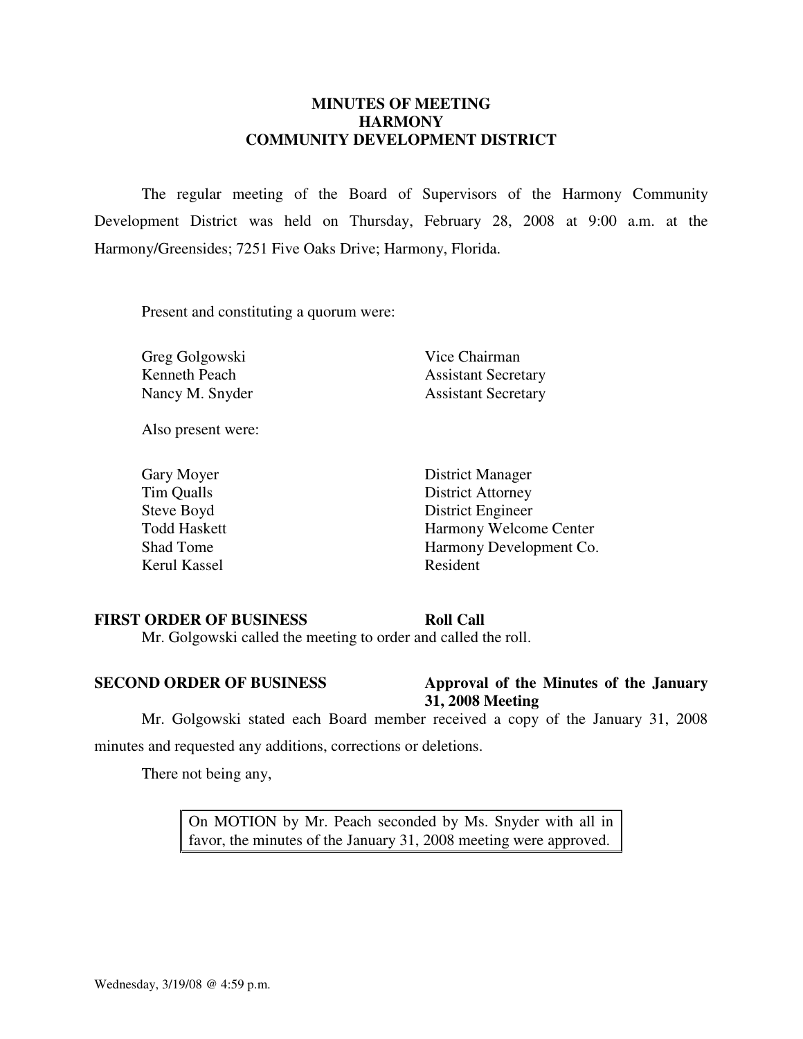# MINUTES OF MEETING
# HARMONY
# COMMUNITY DEVELOPMENT DISTRICT

The regular meeting of the Board of Supervisors of the Harmony Community Development District was held on Thursday, February 28, 2008 at 9:00 a.m. at the Harmony/Greensides; 7251 Five Oaks Drive; Harmony, Florida.

Present and constituting a quorum were:

| | |
|---|---|
| Greg Golgowski | Vice Chairman |
| Kenneth Peach | Assistant Secretary |
| Nancy M. Snyder | Assistant Secretary |

Also present were:

| | |
|---|---|
| Gary Moyer | District Manager |
| Tim Qualls | District Attorney |
| Steve Boyd | District Engineer |
| Todd Haskett | Harmony Welcome Center |
| Shad Tome | Harmony Development Co. |
| Kerul Kassel | Resident |

**FIRST ORDER OF BUSINESS** **Roll Call**

Mr. Golgowski called the meeting to order and called the roll.

**SECOND ORDER OF BUSINESS** **Approval of the Minutes of the January 31, 2008 Meeting**

Mr. Golgowski stated each Board member received a copy of the January 31, 2008 minutes and requested any additions, corrections or deletions.

There not being any,

> On MOTION by Mr. Peach seconded by Ms. Snyder with all in favor, the minutes of the January 31, 2008 meeting were approved.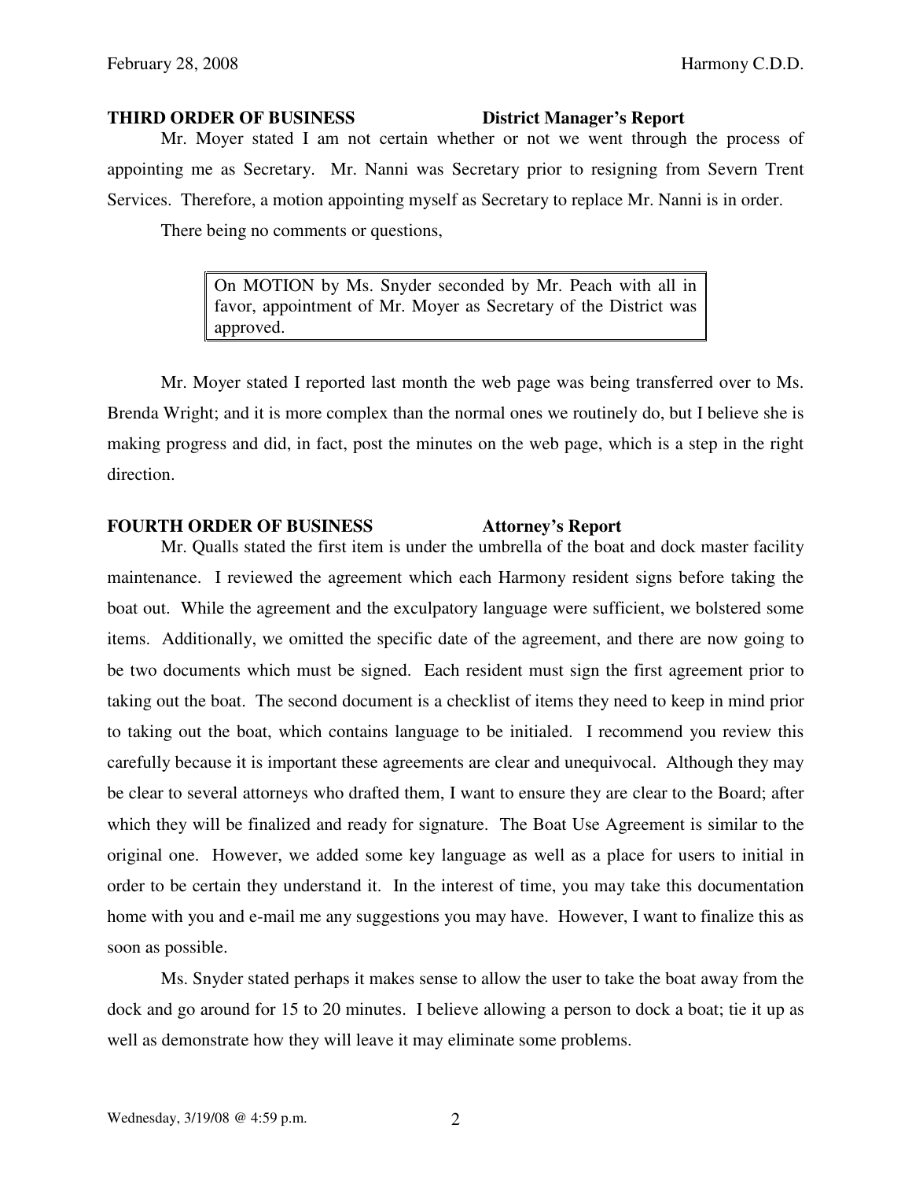**THIRD ORDER OF BUSINESS District Manager's Report**

Mr. Moyer stated I am not certain whether or not we went through the process of appointing me as Secretary. Mr. Nanni was Secretary prior to resigning from Severn Trent Services. Therefore, a motion appointing myself as Secretary to replace Mr. Nanni is in order.

There being no comments or questions,

> On MOTION by Ms. Snyder seconded by Mr. Peach with all in favor, appointment of Mr. Moyer as Secretary of the District was approved.

Mr. Moyer stated I reported last month the web page was being transferred over to Ms. Brenda Wright; and it is more complex than the normal ones we routinely do, but I believe she is making progress and did, in fact, post the minutes on the web page, which is a step in the right direction.

**FOURTH ORDER OF BUSINESS Attorney's Report**

Mr. Qualls stated the first item is under the umbrella of the boat and dock master facility maintenance. I reviewed the agreement which each Harmony resident signs before taking the boat out. While the agreement and the exculpatory language were sufficient, we bolstered some items. Additionally, we omitted the specific date of the agreement, and there are now going to be two documents which must be signed. Each resident must sign the first agreement prior to taking out the boat. The second document is a checklist of items they need to keep in mind prior to taking out the boat, which contains language to be initialed. I recommend you review this carefully because it is important these agreements are clear and unequivocal. Although they may be clear to several attorneys who drafted them, I want to ensure they are clear to the Board; after which they will be finalized and ready for signature. The Boat Use Agreement is similar to the original one. However, we added some key language as well as a place for users to initial in order to be certain they understand it. In the interest of time, you may take this documentation home with you and e-mail me any suggestions you may have. However, I want to finalize this as soon as possible.

Ms. Snyder stated perhaps it makes sense to allow the user to take the boat away from the dock and go around for 15 to 20 minutes. I believe allowing a person to dock a boat; tie it up as well as demonstrate how they will leave it may eliminate some problems.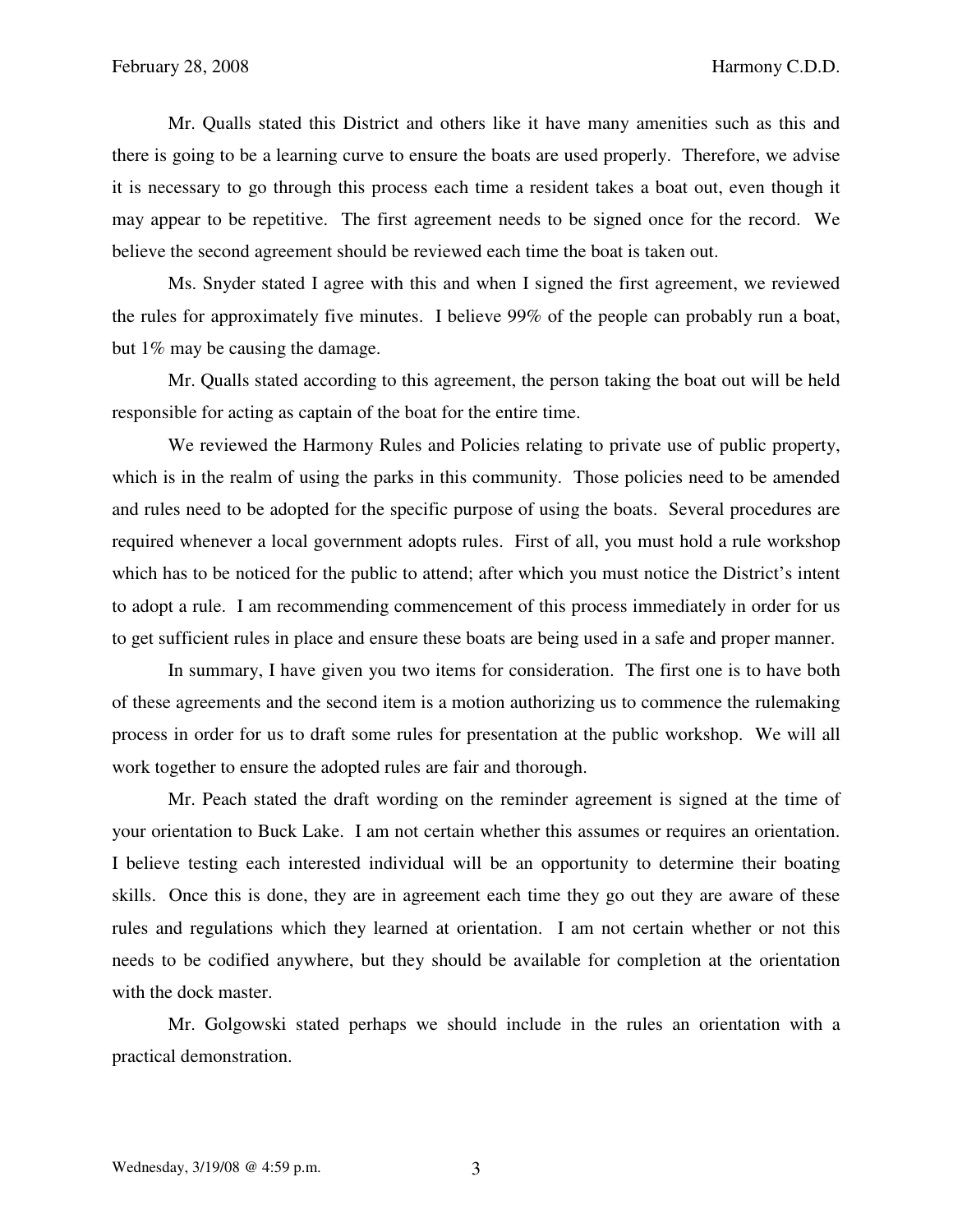Mr. Qualls stated this District and others like it have many amenities such as this and there is going to be a learning curve to ensure the boats are used properly. Therefore, we advise it is necessary to go through this process each time a resident takes a boat out, even though it may appear to be repetitive. The first agreement needs to be signed once for the record. We believe the second agreement should be reviewed each time the boat is taken out.

Ms. Snyder stated I agree with this and when I signed the first agreement, we reviewed the rules for approximately five minutes. I believe 99% of the people can probably run a boat, but 1% may be causing the damage.

Mr. Qualls stated according to this agreement, the person taking the boat out will be held responsible for acting as captain of the boat for the entire time.

We reviewed the Harmony Rules and Policies relating to private use of public property, which is in the realm of using the parks in this community. Those policies need to be amended and rules need to be adopted for the specific purpose of using the boats. Several procedures are required whenever a local government adopts rules. First of all, you must hold a rule workshop which has to be noticed for the public to attend; after which you must notice the District's intent to adopt a rule. I am recommending commencement of this process immediately in order for us to get sufficient rules in place and ensure these boats are being used in a safe and proper manner.

In summary, I have given you two items for consideration. The first one is to have both of these agreements and the second item is a motion authorizing us to commence the rulemaking process in order for us to draft some rules for presentation at the public workshop. We will all work together to ensure the adopted rules are fair and thorough.

Mr. Peach stated the draft wording on the reminder agreement is signed at the time of your orientation to Buck Lake. I am not certain whether this assumes or requires an orientation. I believe testing each interested individual will be an opportunity to determine their boating skills. Once this is done, they are in agreement each time they go out they are aware of these rules and regulations which they learned at orientation. I am not certain whether or not this needs to be codified anywhere, but they should be available for completion at the orientation with the dock master.

Mr. Golgowski stated perhaps we should include in the rules an orientation with a practical demonstration.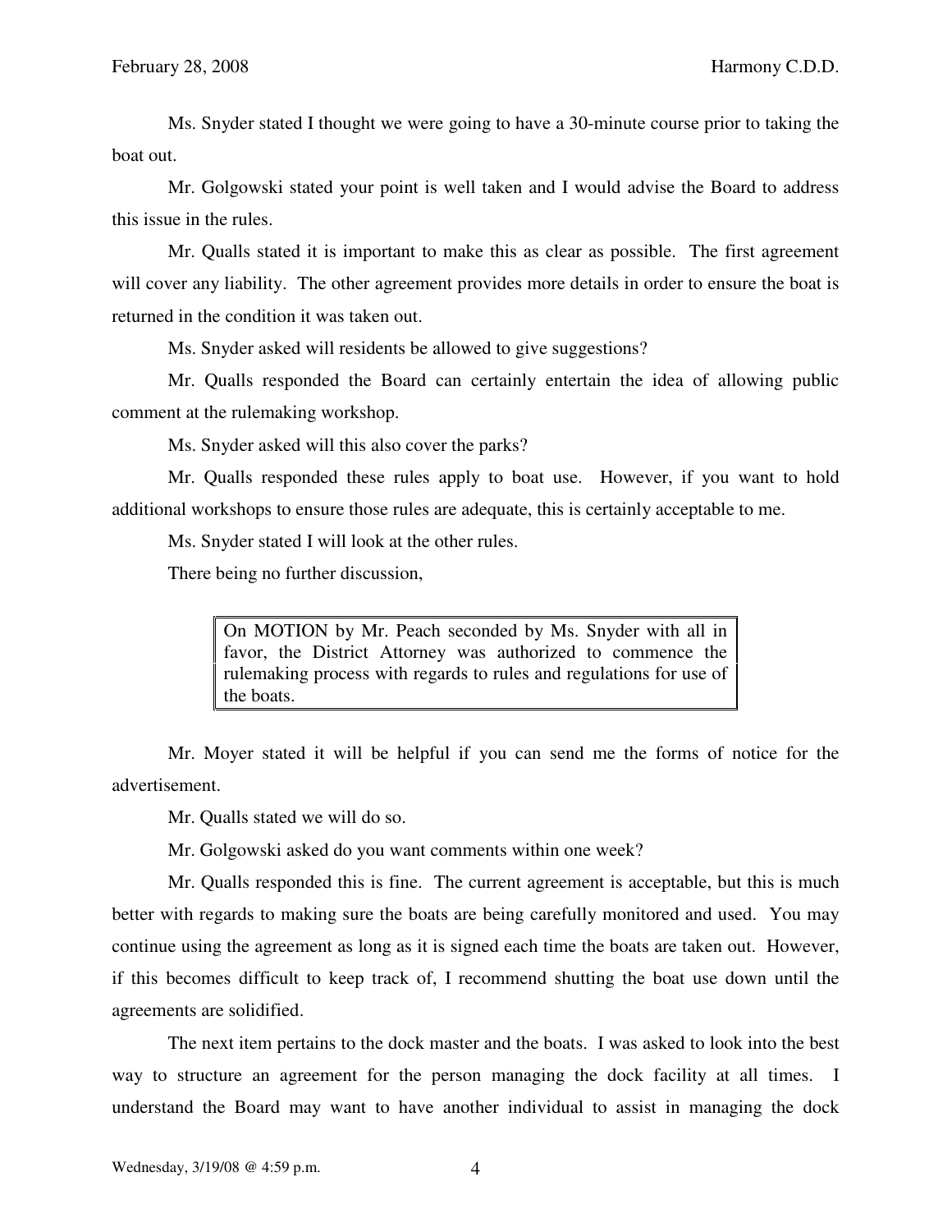Ms. Snyder stated I thought we were going to have a 30-minute course prior to taking the boat out.

Mr. Golgowski stated your point is well taken and I would advise the Board to address this issue in the rules.

Mr. Qualls stated it is important to make this as clear as possible. The first agreement will cover any liability. The other agreement provides more details in order to ensure the boat is returned in the condition it was taken out.

Ms. Snyder asked will residents be allowed to give suggestions?

Mr. Qualls responded the Board can certainly entertain the idea of allowing public comment at the rulemaking workshop.

Ms. Snyder asked will this also cover the parks?

Mr. Qualls responded these rules apply to boat use. However, if you want to hold additional workshops to ensure those rules are adequate, this is certainly acceptable to me.

Ms. Snyder stated I will look at the other rules.

There being no further discussion,

> On MOTION by Mr. Peach seconded by Ms. Snyder with all in favor, the District Attorney was authorized to commence the rulemaking process with regards to rules and regulations for use of the boats.

Mr. Moyer stated it will be helpful if you can send me the forms of notice for the advertisement.

Mr. Qualls stated we will do so.

Mr. Golgowski asked do you want comments within one week?

Mr. Qualls responded this is fine. The current agreement is acceptable, but this is much better with regards to making sure the boats are being carefully monitored and used. You may continue using the agreement as long as it is signed each time the boats are taken out. However, if this becomes difficult to keep track of, I recommend shutting the boat use down until the agreements are solidified.

The next item pertains to the dock master and the boats. I was asked to look into the best way to structure an agreement for the person managing the dock facility at all times. I understand the Board may want to have another individual to assist in managing the dock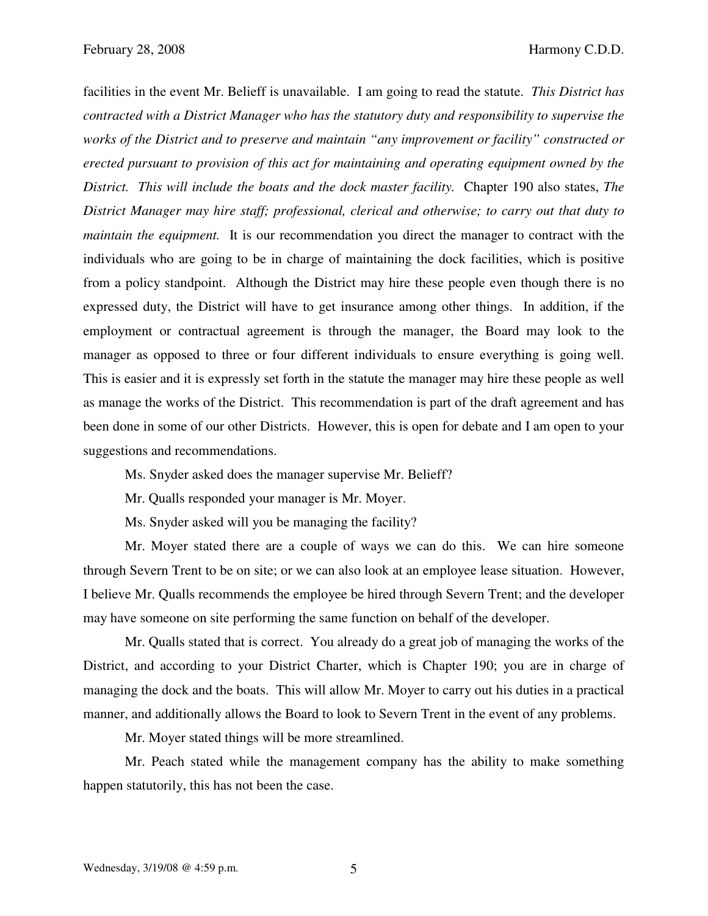facilities in the event Mr. Belieff is unavailable. I am going to read the statute. *This District has contracted with a District Manager who has the statutory duty and responsibility to supervise the works of the District and to preserve and maintain "any improvement or facility" constructed or erected pursuant to provision of this act for maintaining and operating equipment owned by the District. This will include the boats and the dock master facility.* Chapter 190 also states, *The District Manager may hire staff; professional, clerical and otherwise; to carry out that duty to maintain the equipment.* It is our recommendation you direct the manager to contract with the individuals who are going to be in charge of maintaining the dock facilities, which is positive from a policy standpoint. Although the District may hire these people even though there is no expressed duty, the District will have to get insurance among other things. In addition, if the employment or contractual agreement is through the manager, the Board may look to the manager as opposed to three or four different individuals to ensure everything is going well. This is easier and it is expressly set forth in the statute the manager may hire these people as well as manage the works of the District. This recommendation is part of the draft agreement and has been done in some of our other Districts. However, this is open for debate and I am open to your suggestions and recommendations.

Ms. Snyder asked does the manager supervise Mr. Belieff?

Mr. Qualls responded your manager is Mr. Moyer.

Ms. Snyder asked will you be managing the facility?

Mr. Moyer stated there are a couple of ways we can do this. We can hire someone through Severn Trent to be on site; or we can also look at an employee lease situation. However, I believe Mr. Qualls recommends the employee be hired through Severn Trent; and the developer may have someone on site performing the same function on behalf of the developer.

Mr. Qualls stated that is correct. You already do a great job of managing the works of the District, and according to your District Charter, which is Chapter 190; you are in charge of managing the dock and the boats. This will allow Mr. Moyer to carry out his duties in a practical manner, and additionally allows the Board to look to Severn Trent in the event of any problems.

Mr. Moyer stated things will be more streamlined.

Mr. Peach stated while the management company has the ability to make something happen statutorily, this has not been the case.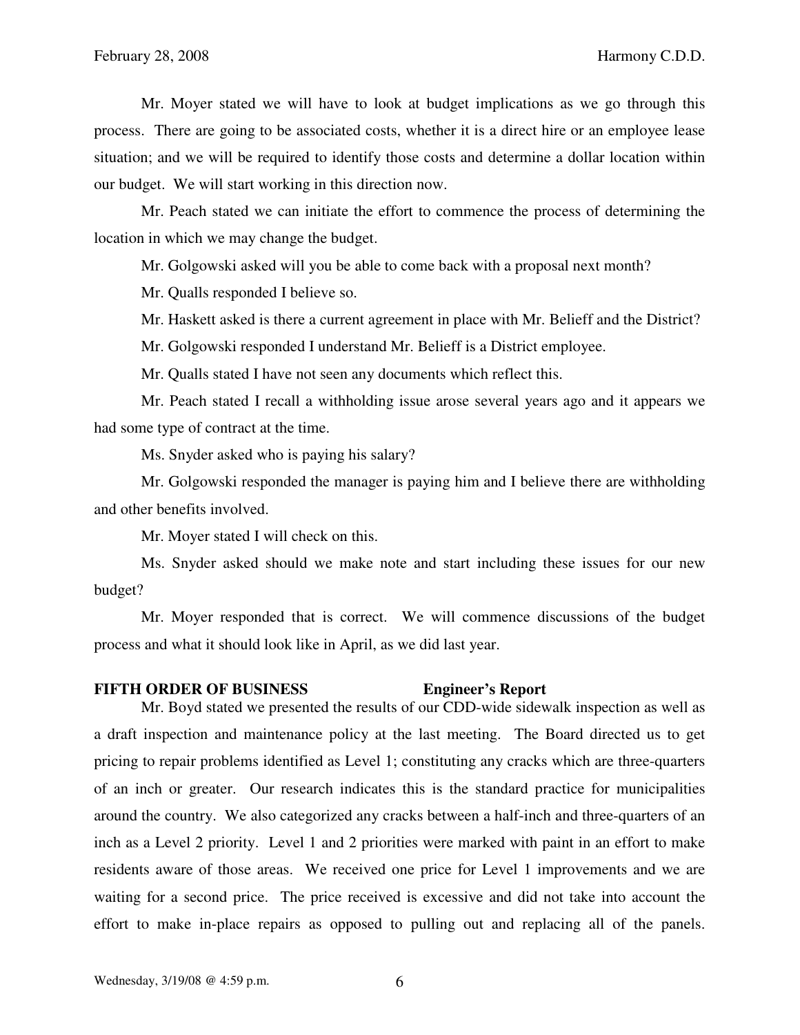Mr. Moyer stated we will have to look at budget implications as we go through this process. There are going to be associated costs, whether it is a direct hire or an employee lease situation; and we will be required to identify those costs and determine a dollar location within our budget. We will start working in this direction now.

Mr. Peach stated we can initiate the effort to commence the process of determining the location in which we may change the budget.

Mr. Golgowski asked will you be able to come back with a proposal next month?

Mr. Qualls responded I believe so.

Mr. Haskett asked is there a current agreement in place with Mr. Belieff and the District?

Mr. Golgowski responded I understand Mr. Belieff is a District employee.

Mr. Qualls stated I have not seen any documents which reflect this.

Mr. Peach stated I recall a withholding issue arose several years ago and it appears we had some type of contract at the time.

Ms. Snyder asked who is paying his salary?

Mr. Golgowski responded the manager is paying him and I believe there are withholding and other benefits involved.

Mr. Moyer stated I will check on this.

Ms. Snyder asked should we make note and start including these issues for our new budget?

Mr. Moyer responded that is correct. We will commence discussions of the budget process and what it should look like in April, as we did last year.

**FIFTH ORDER OF BUSINESS Engineer's Report**

Mr. Boyd stated we presented the results of our CDD-wide sidewalk inspection as well as a draft inspection and maintenance policy at the last meeting. The Board directed us to get pricing to repair problems identified as Level 1; constituting any cracks which are three-quarters of an inch or greater. Our research indicates this is the standard practice for municipalities around the country. We also categorized any cracks between a half-inch and three-quarters of an inch as a Level 2 priority. Level 1 and 2 priorities were marked with paint in an effort to make residents aware of those areas. We received one price for Level 1 improvements and we are waiting for a second price. The price received is excessive and did not take into account the effort to make in-place repairs as opposed to pulling out and replacing all of the panels.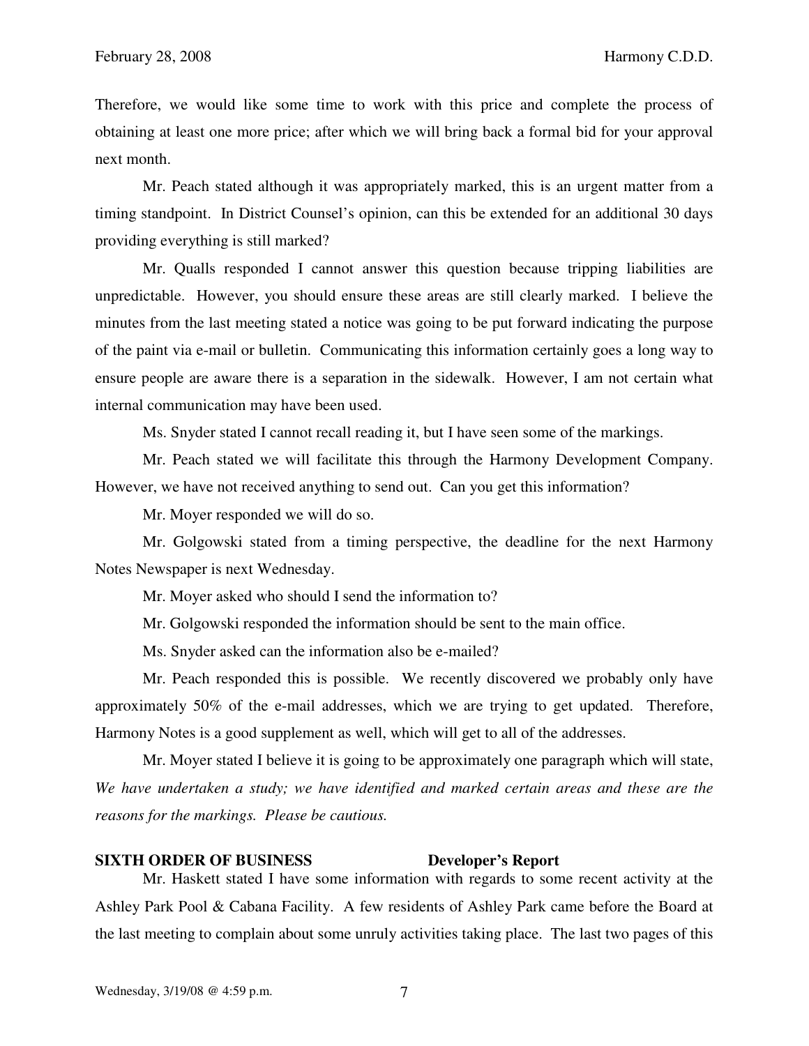Therefore, we would like some time to work with this price and complete the process of obtaining at least one more price; after which we will bring back a formal bid for your approval next month.

Mr. Peach stated although it was appropriately marked, this is an urgent matter from a timing standpoint. In District Counsel's opinion, can this be extended for an additional 30 days providing everything is still marked?

Mr. Qualls responded I cannot answer this question because tripping liabilities are unpredictable. However, you should ensure these areas are still clearly marked. I believe the minutes from the last meeting stated a notice was going to be put forward indicating the purpose of the paint via e-mail or bulletin. Communicating this information certainly goes a long way to ensure people are aware there is a separation in the sidewalk. However, I am not certain what internal communication may have been used.

Ms. Snyder stated I cannot recall reading it, but I have seen some of the markings.

Mr. Peach stated we will facilitate this through the Harmony Development Company. However, we have not received anything to send out. Can you get this information?

Mr. Moyer responded we will do so.

Mr. Golgowski stated from a timing perspective, the deadline for the next Harmony Notes Newspaper is next Wednesday.

Mr. Moyer asked who should I send the information to?

Mr. Golgowski responded the information should be sent to the main office.

Ms. Snyder asked can the information also be e-mailed?

Mr. Peach responded this is possible. We recently discovered we probably only have approximately 50% of the e-mail addresses, which we are trying to get updated. Therefore, Harmony Notes is a good supplement as well, which will get to all of the addresses.

Mr. Moyer stated I believe it is going to be approximately one paragraph which will state, *We have undertaken a study; we have identified and marked certain areas and these are the reasons for the markings. Please be cautious.*

**SIXTH ORDER OF BUSINESS** **Developer's Report**

Mr. Haskett stated I have some information with regards to some recent activity at the Ashley Park Pool & Cabana Facility. A few residents of Ashley Park came before the Board at the last meeting to complain about some unruly activities taking place. The last two pages of this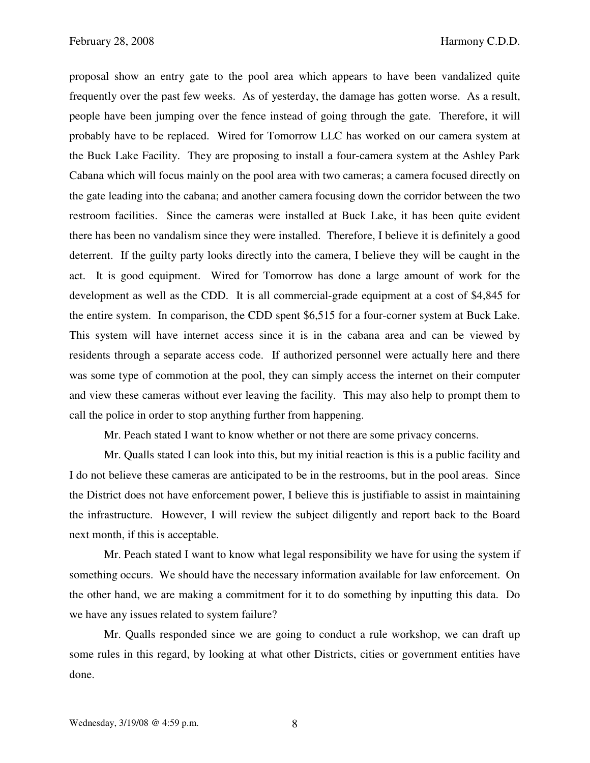proposal show an entry gate to the pool area which appears to have been vandalized quite frequently over the past few weeks. As of yesterday, the damage has gotten worse. As a result, people have been jumping over the fence instead of going through the gate. Therefore, it will probably have to be replaced. Wired for Tomorrow LLC has worked on our camera system at the Buck Lake Facility. They are proposing to install a four-camera system at the Ashley Park Cabana which will focus mainly on the pool area with two cameras; a camera focused directly on the gate leading into the cabana; and another camera focusing down the corridor between the two restroom facilities. Since the cameras were installed at Buck Lake, it has been quite evident there has been no vandalism since they were installed. Therefore, I believe it is definitely a good deterrent. If the guilty party looks directly into the camera, I believe they will be caught in the act. It is good equipment. Wired for Tomorrow has done a large amount of work for the development as well as the CDD. It is all commercial-grade equipment at a cost of $4,845 for the entire system. In comparison, the CDD spent $6,515 for a four-corner system at Buck Lake. This system will have internet access since it is in the cabana area and can be viewed by residents through a separate access code. If authorized personnel were actually here and there was some type of commotion at the pool, they can simply access the internet on their computer and view these cameras without ever leaving the facility. This may also help to prompt them to call the police in order to stop anything further from happening.

Mr. Peach stated I want to know whether or not there are some privacy concerns.

Mr. Qualls stated I can look into this, but my initial reaction is this is a public facility and I do not believe these cameras are anticipated to be in the restrooms, but in the pool areas. Since the District does not have enforcement power, I believe this is justifiable to assist in maintaining the infrastructure. However, I will review the subject diligently and report back to the Board next month, if this is acceptable.

Mr. Peach stated I want to know what legal responsibility we have for using the system if something occurs. We should have the necessary information available for law enforcement. On the other hand, we are making a commitment for it to do something by inputting this data. Do we have any issues related to system failure?

Mr. Qualls responded since we are going to conduct a rule workshop, we can draft up some rules in this regard, by looking at what other Districts, cities or government entities have done.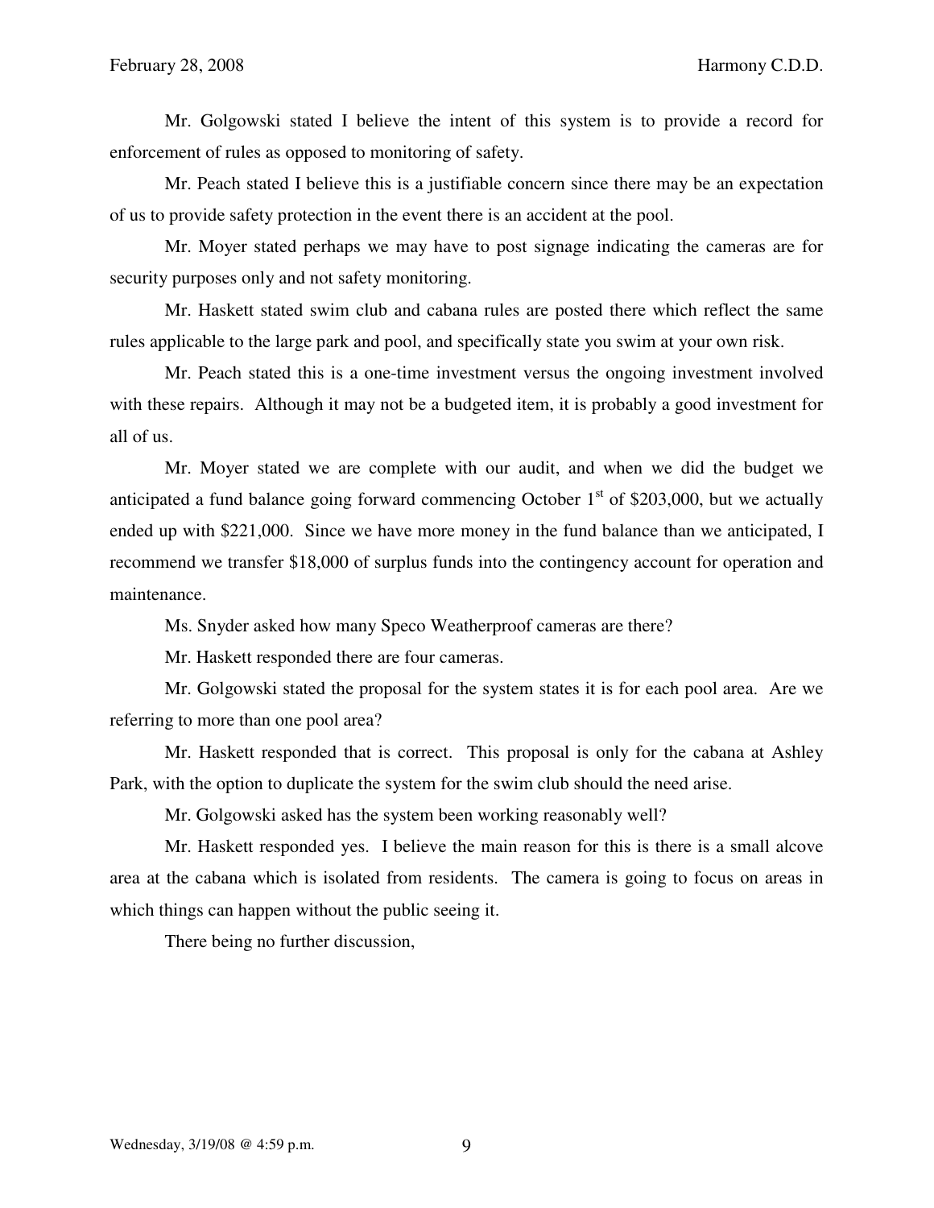Mr. Golgowski stated I believe the intent of this system is to provide a record for enforcement of rules as opposed to monitoring of safety.

Mr. Peach stated I believe this is a justifiable concern since there may be an expectation of us to provide safety protection in the event there is an accident at the pool.

Mr. Moyer stated perhaps we may have to post signage indicating the cameras are for security purposes only and not safety monitoring.

Mr. Haskett stated swim club and cabana rules are posted there which reflect the same rules applicable to the large park and pool, and specifically state you swim at your own risk.

Mr. Peach stated this is a one-time investment versus the ongoing investment involved with these repairs. Although it may not be a budgeted item, it is probably a good investment for all of us.

Mr. Moyer stated we are complete with our audit, and when we did the budget we anticipated a fund balance going forward commencing October 1st of $203,000, but we actually ended up with $221,000. Since we have more money in the fund balance than we anticipated, I recommend we transfer $18,000 of surplus funds into the contingency account for operation and maintenance.

Ms. Snyder asked how many Speco Weatherproof cameras are there?

Mr. Haskett responded there are four cameras.

Mr. Golgowski stated the proposal for the system states it is for each pool area. Are we referring to more than one pool area?

Mr. Haskett responded that is correct. This proposal is only for the cabana at Ashley Park, with the option to duplicate the system for the swim club should the need arise.

Mr. Golgowski asked has the system been working reasonably well?

Mr. Haskett responded yes. I believe the main reason for this is there is a small alcove area at the cabana which is isolated from residents. The camera is going to focus on areas in which things can happen without the public seeing it.

There being no further discussion,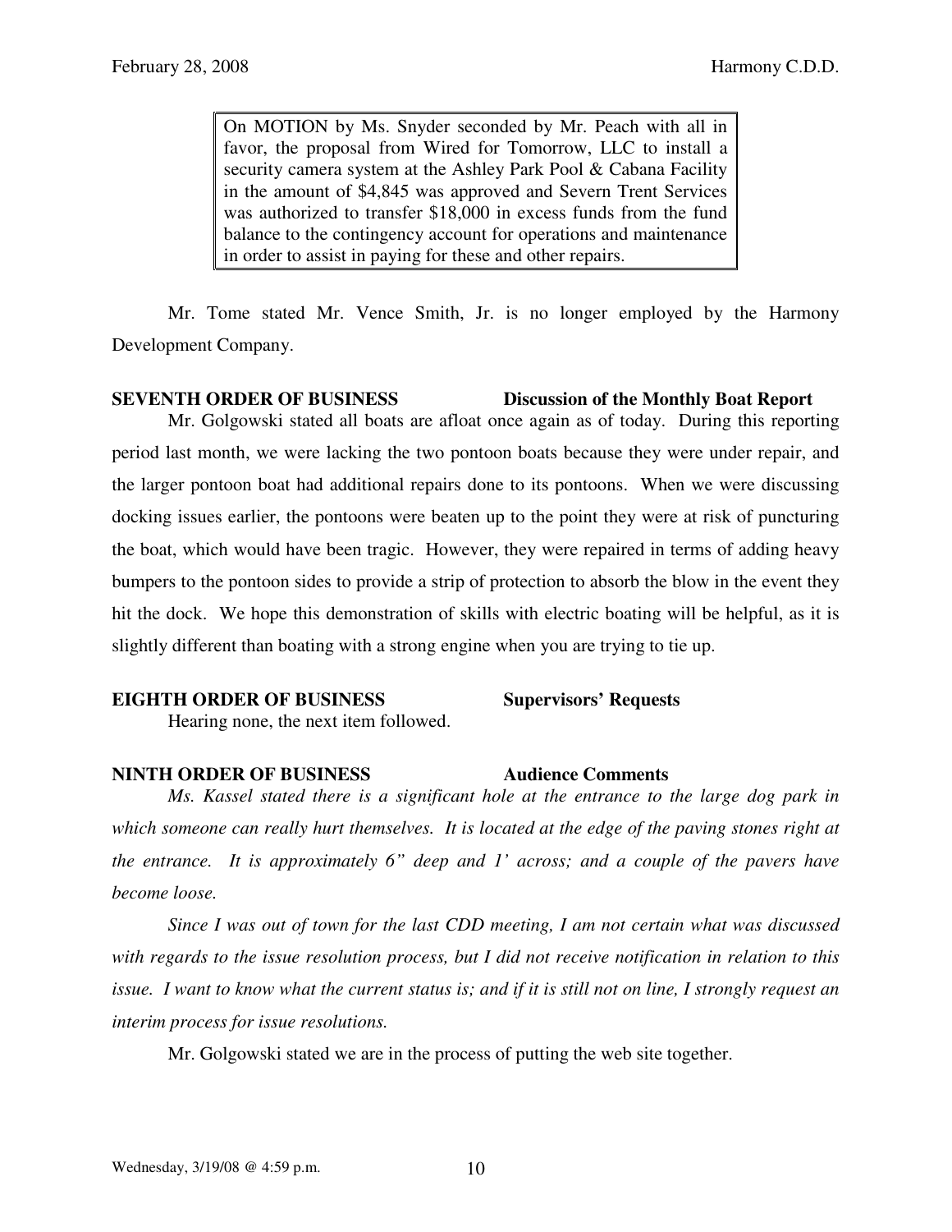> On MOTION by Ms. Snyder seconded by Mr. Peach with all in favor, the proposal from Wired for Tomorrow, LLC to install a security camera system at the Ashley Park Pool & Cabana Facility in the amount of $4,845 was approved and Severn Trent Services was authorized to transfer $18,000 in excess funds from the fund balance to the contingency account for operations and maintenance in order to assist in paying for these and other repairs.

Mr. Tome stated Mr. Vence Smith, Jr. is no longer employed by the Harmony Development Company.

**SEVENTH ORDER OF BUSINESS** **Discussion of the Monthly Boat Report**

Mr. Golgowski stated all boats are afloat once again as of today. During this reporting period last month, we were lacking the two pontoon boats because they were under repair, and the larger pontoon boat had additional repairs done to its pontoons. When we were discussing docking issues earlier, the pontoons were beaten up to the point they were at risk of puncturing the boat, which would have been tragic. However, they were repaired in terms of adding heavy bumpers to the pontoon sides to provide a strip of protection to absorb the blow in the event they hit the dock. We hope this demonstration of skills with electric boating will be helpful, as it is slightly different than boating with a strong engine when you are trying to tie up.

**EIGHTH ORDER OF BUSINESS** **Supervisors' Requests**

Hearing none, the next item followed.

**NINTH ORDER OF BUSINESS** **Audience Comments**

*Ms. Kassel stated there is a significant hole at the entrance to the large dog park in which someone can really hurt themselves. It is located at the edge of the paving stones right at the entrance. It is approximately 6" deep and 1' across; and a couple of the pavers have become loose.*

*Since I was out of town for the last CDD meeting, I am not certain what was discussed with regards to the issue resolution process, but I did not receive notification in relation to this issue. I want to know what the current status is; and if it is still not on line, I strongly request an interim process for issue resolutions.*

Mr. Golgowski stated we are in the process of putting the web site together.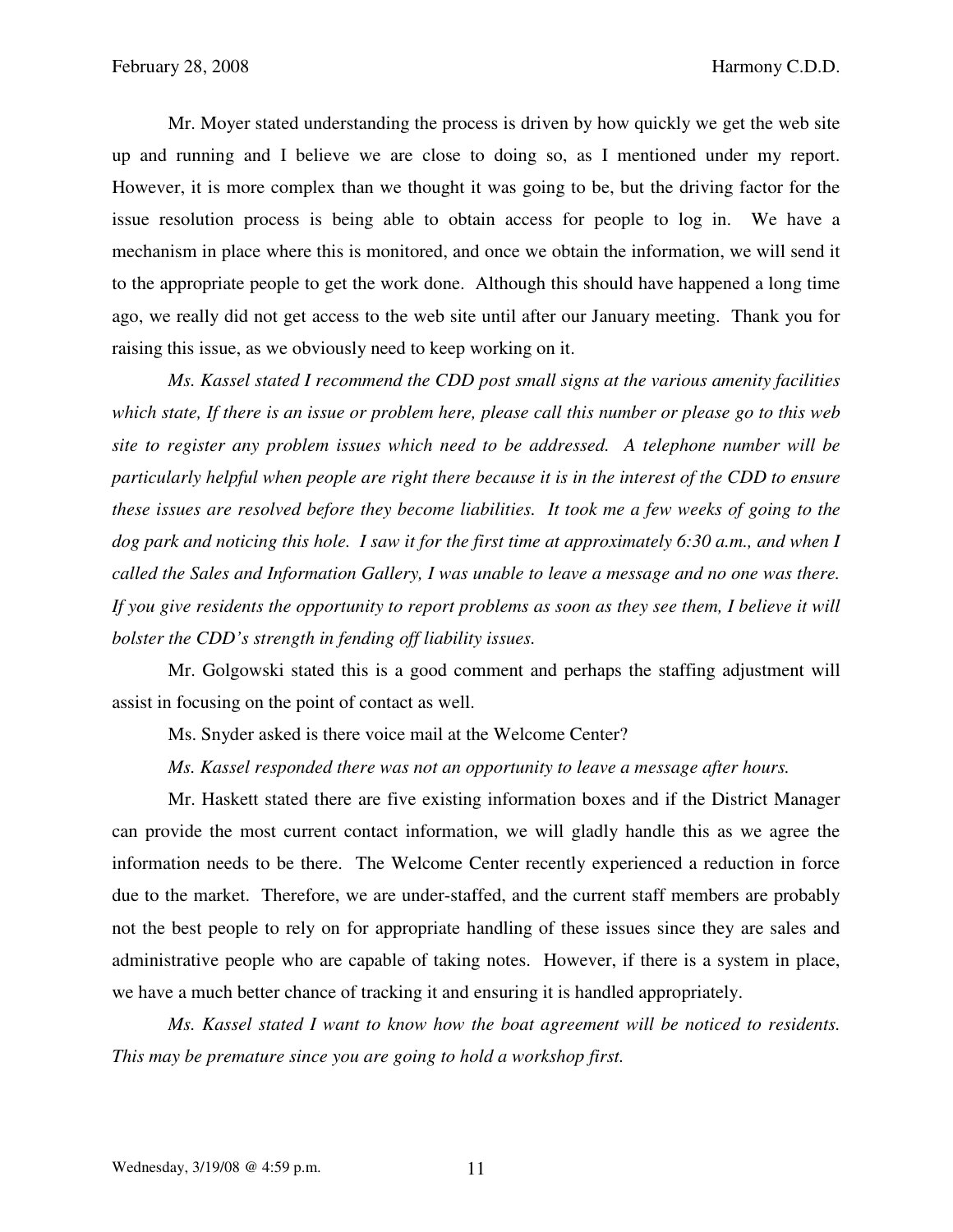Mr. Moyer stated understanding the process is driven by how quickly we get the web site up and running and I believe we are close to doing so, as I mentioned under my report. However, it is more complex than we thought it was going to be, but the driving factor for the issue resolution process is being able to obtain access for people to log in. We have a mechanism in place where this is monitored, and once we obtain the information, we will send it to the appropriate people to get the work done. Although this should have happened a long time ago, we really did not get access to the web site until after our January meeting. Thank you for raising this issue, as we obviously need to keep working on it.

*Ms. Kassel stated I recommend the CDD post small signs at the various amenity facilities which state, If there is an issue or problem here, please call this number or please go to this web site to register any problem issues which need to be addressed. A telephone number will be particularly helpful when people are right there because it is in the interest of the CDD to ensure these issues are resolved before they become liabilities. It took me a few weeks of going to the dog park and noticing this hole. I saw it for the first time at approximately 6:30 a.m., and when I called the Sales and Information Gallery, I was unable to leave a message and no one was there. If you give residents the opportunity to report problems as soon as they see them, I believe it will bolster the CDD's strength in fending off liability issues.*

Mr. Golgowski stated this is a good comment and perhaps the staffing adjustment will assist in focusing on the point of contact as well.

Ms. Snyder asked is there voice mail at the Welcome Center?

*Ms. Kassel responded there was not an opportunity to leave a message after hours.*

Mr. Haskett stated there are five existing information boxes and if the District Manager can provide the most current contact information, we will gladly handle this as we agree the information needs to be there. The Welcome Center recently experienced a reduction in force due to the market. Therefore, we are under-staffed, and the current staff members are probably not the best people to rely on for appropriate handling of these issues since they are sales and administrative people who are capable of taking notes. However, if there is a system in place, we have a much better chance of tracking it and ensuring it is handled appropriately.

*Ms. Kassel stated I want to know how the boat agreement will be noticed to residents. This may be premature since you are going to hold a workshop first.*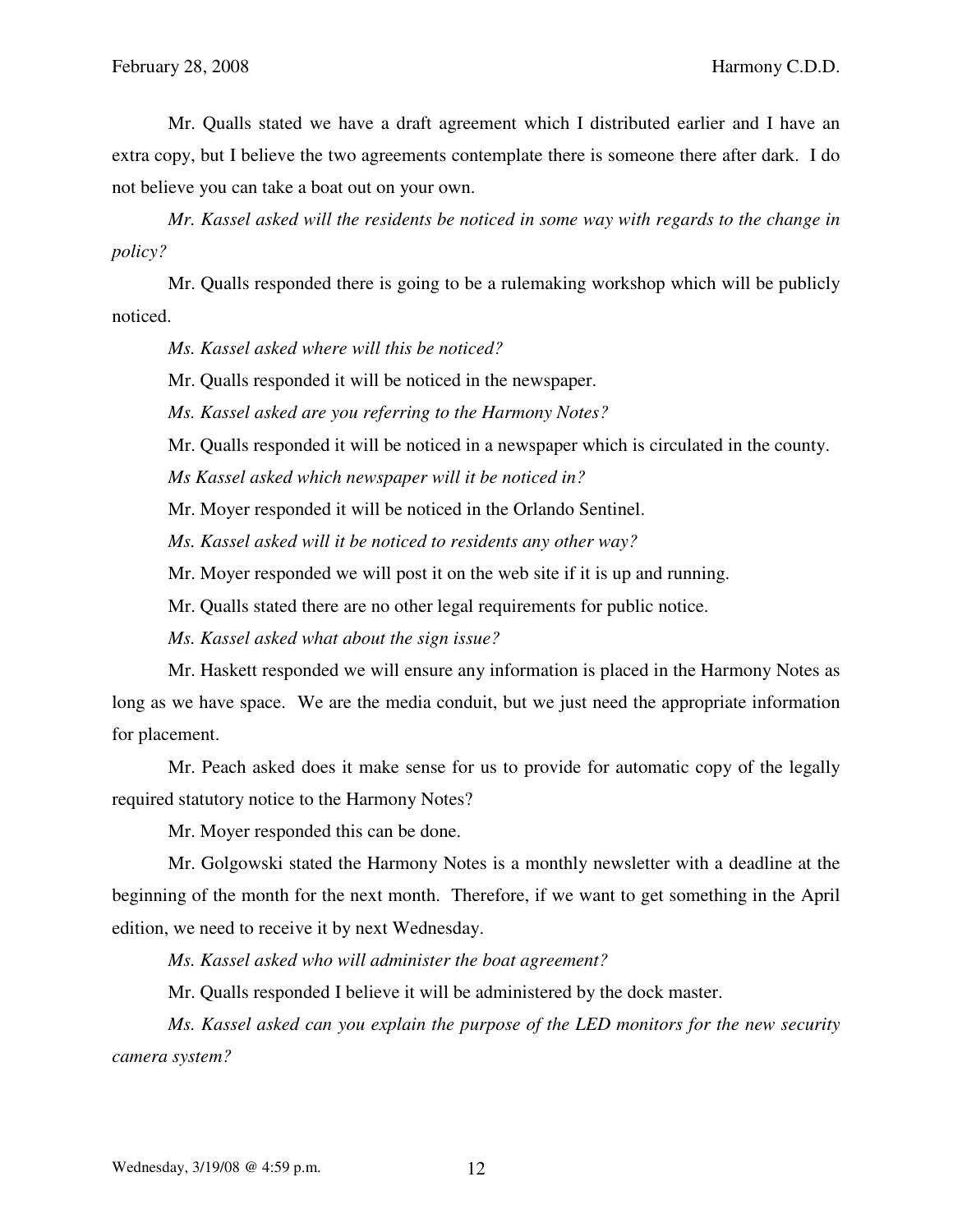Mr. Qualls stated we have a draft agreement which I distributed earlier and I have an extra copy, but I believe the two agreements contemplate there is someone there after dark. I do not believe you can take a boat out on your own.

*Mr. Kassel asked will the residents be noticed in some way with regards to the change in policy?*

Mr. Qualls responded there is going to be a rulemaking workshop which will be publicly noticed.

*Ms. Kassel asked where will this be noticed?*

Mr. Qualls responded it will be noticed in the newspaper.

*Ms. Kassel asked are you referring to the Harmony Notes?*

Mr. Qualls responded it will be noticed in a newspaper which is circulated in the county.

*Ms Kassel asked which newspaper will it be noticed in?*

Mr. Moyer responded it will be noticed in the Orlando Sentinel.

*Ms. Kassel asked will it be noticed to residents any other way?*

Mr. Moyer responded we will post it on the web site if it is up and running.

Mr. Qualls stated there are no other legal requirements for public notice.

*Ms. Kassel asked what about the sign issue?*

Mr. Haskett responded we will ensure any information is placed in the Harmony Notes as long as we have space. We are the media conduit, but we just need the appropriate information for placement.

Mr. Peach asked does it make sense for us to provide for automatic copy of the legally required statutory notice to the Harmony Notes?

Mr. Moyer responded this can be done.

Mr. Golgowski stated the Harmony Notes is a monthly newsletter with a deadline at the beginning of the month for the next month. Therefore, if we want to get something in the April edition, we need to receive it by next Wednesday.

*Ms. Kassel asked who will administer the boat agreement?*

Mr. Qualls responded I believe it will be administered by the dock master.

*Ms. Kassel asked can you explain the purpose of the LED monitors for the new security camera system?*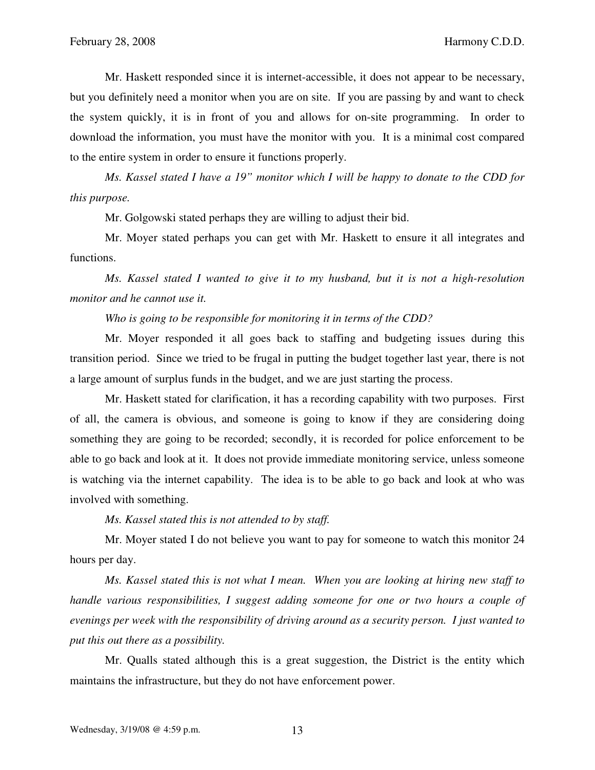Mr. Haskett responded since it is internet-accessible, it does not appear to be necessary, but you definitely need a monitor when you are on site. If you are passing by and want to check the system quickly, it is in front of you and allows for on-site programming. In order to download the information, you must have the monitor with you. It is a minimal cost compared to the entire system in order to ensure it functions properly.

*Ms. Kassel stated I have a 19" monitor which I will be happy to donate to the CDD for this purpose.*

Mr. Golgowski stated perhaps they are willing to adjust their bid.

Mr. Moyer stated perhaps you can get with Mr. Haskett to ensure it all integrates and functions.

*Ms. Kassel stated I wanted to give it to my husband, but it is not a high-resolution monitor and he cannot use it.*

*Who is going to be responsible for monitoring it in terms of the CDD?*

Mr. Moyer responded it all goes back to staffing and budgeting issues during this transition period. Since we tried to be frugal in putting the budget together last year, there is not a large amount of surplus funds in the budget, and we are just starting the process.

Mr. Haskett stated for clarification, it has a recording capability with two purposes. First of all, the camera is obvious, and someone is going to know if they are considering doing something they are going to be recorded; secondly, it is recorded for police enforcement to be able to go back and look at it. It does not provide immediate monitoring service, unless someone is watching via the internet capability. The idea is to be able to go back and look at who was involved with something.

*Ms. Kassel stated this is not attended to by staff.*

Mr. Moyer stated I do not believe you want to pay for someone to watch this monitor 24 hours per day.

*Ms. Kassel stated this is not what I mean. When you are looking at hiring new staff to handle various responsibilities, I suggest adding someone for one or two hours a couple of evenings per week with the responsibility of driving around as a security person. I just wanted to put this out there as a possibility.*

Mr. Qualls stated although this is a great suggestion, the District is the entity which maintains the infrastructure, but they do not have enforcement power.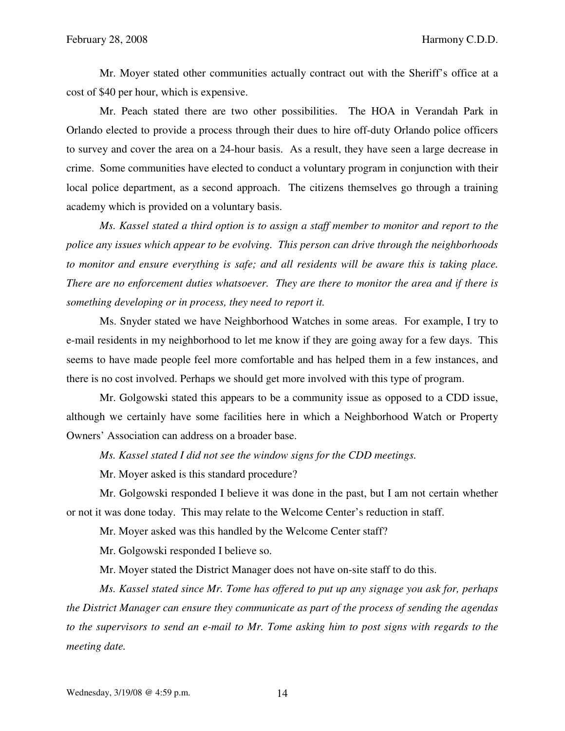Mr. Moyer stated other communities actually contract out with the Sheriff's office at a cost of $40 per hour, which is expensive.

Mr. Peach stated there are two other possibilities. The HOA in Verandah Park in Orlando elected to provide a process through their dues to hire off-duty Orlando police officers to survey and cover the area on a 24-hour basis. As a result, they have seen a large decrease in crime. Some communities have elected to conduct a voluntary program in conjunction with their local police department, as a second approach. The citizens themselves go through a training academy which is provided on a voluntary basis.

*Ms. Kassel stated a third option is to assign a staff member to monitor and report to the police any issues which appear to be evolving. This person can drive through the neighborhoods to monitor and ensure everything is safe; and all residents will be aware this is taking place. There are no enforcement duties whatsoever. They are there to monitor the area and if there is something developing or in process, they need to report it.*

Ms. Snyder stated we have Neighborhood Watches in some areas. For example, I try to e-mail residents in my neighborhood to let me know if they are going away for a few days. This seems to have made people feel more comfortable and has helped them in a few instances, and there is no cost involved. Perhaps we should get more involved with this type of program.

Mr. Golgowski stated this appears to be a community issue as opposed to a CDD issue, although we certainly have some facilities here in which a Neighborhood Watch or Property Owners' Association can address on a broader base.

*Ms. Kassel stated I did not see the window signs for the CDD meetings.*

Mr. Moyer asked is this standard procedure?

Mr. Golgowski responded I believe it was done in the past, but I am not certain whether or not it was done today. This may relate to the Welcome Center's reduction in staff.

Mr. Moyer asked was this handled by the Welcome Center staff?

Mr. Golgowski responded I believe so.

Mr. Moyer stated the District Manager does not have on-site staff to do this.

*Ms. Kassel stated since Mr. Tome has offered to put up any signage you ask for, perhaps the District Manager can ensure they communicate as part of the process of sending the agendas to the supervisors to send an e-mail to Mr. Tome asking him to post signs with regards to the meeting date.*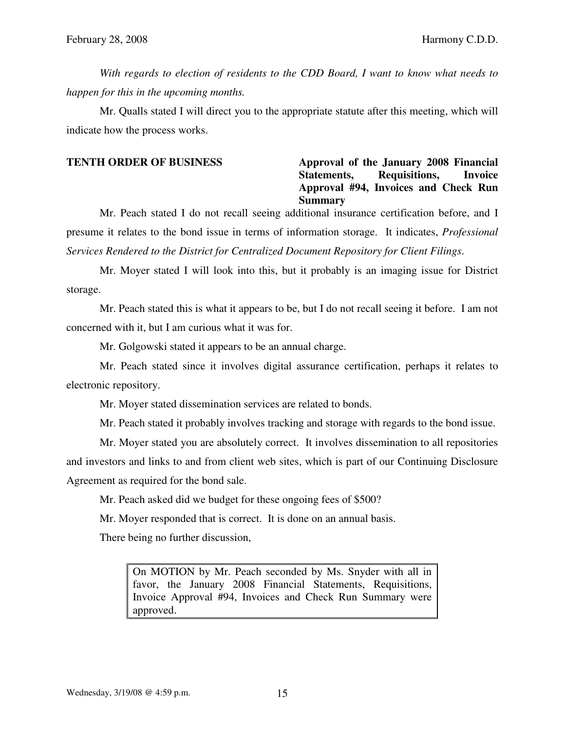*With regards to election of residents to the CDD Board, I want to know what needs to happen for this in the upcoming months.*

Mr. Qualls stated I will direct you to the appropriate statute after this meeting, which will indicate how the process works.

**TENTH ORDER OF BUSINESS** **Approval of the January 2008 Financial Statements, Requisitions, Invoice Approval #94, Invoices and Check Run Summary**

Mr. Peach stated I do not recall seeing additional insurance certification before, and I presume it relates to the bond issue in terms of information storage. It indicates, *Professional Services Rendered to the District for Centralized Document Repository for Client Filings*.

Mr. Moyer stated I will look into this, but it probably is an imaging issue for District storage.

Mr. Peach stated this is what it appears to be, but I do not recall seeing it before. I am not concerned with it, but I am curious what it was for.

Mr. Golgowski stated it appears to be an annual charge.

Mr. Peach stated since it involves digital assurance certification, perhaps it relates to electronic repository.

Mr. Moyer stated dissemination services are related to bonds.

Mr. Peach stated it probably involves tracking and storage with regards to the bond issue.

Mr. Moyer stated you are absolutely correct. It involves dissemination to all repositories and investors and links to and from client web sites, which is part of our Continuing Disclosure Agreement as required for the bond sale.

Mr. Peach asked did we budget for these ongoing fees of $500?

Mr. Moyer responded that is correct. It is done on an annual basis.

There being no further discussion,

> On MOTION by Mr. Peach seconded by Ms. Snyder with all in favor, the January 2008 Financial Statements, Requisitions, Invoice Approval #94, Invoices and Check Run Summary were approved.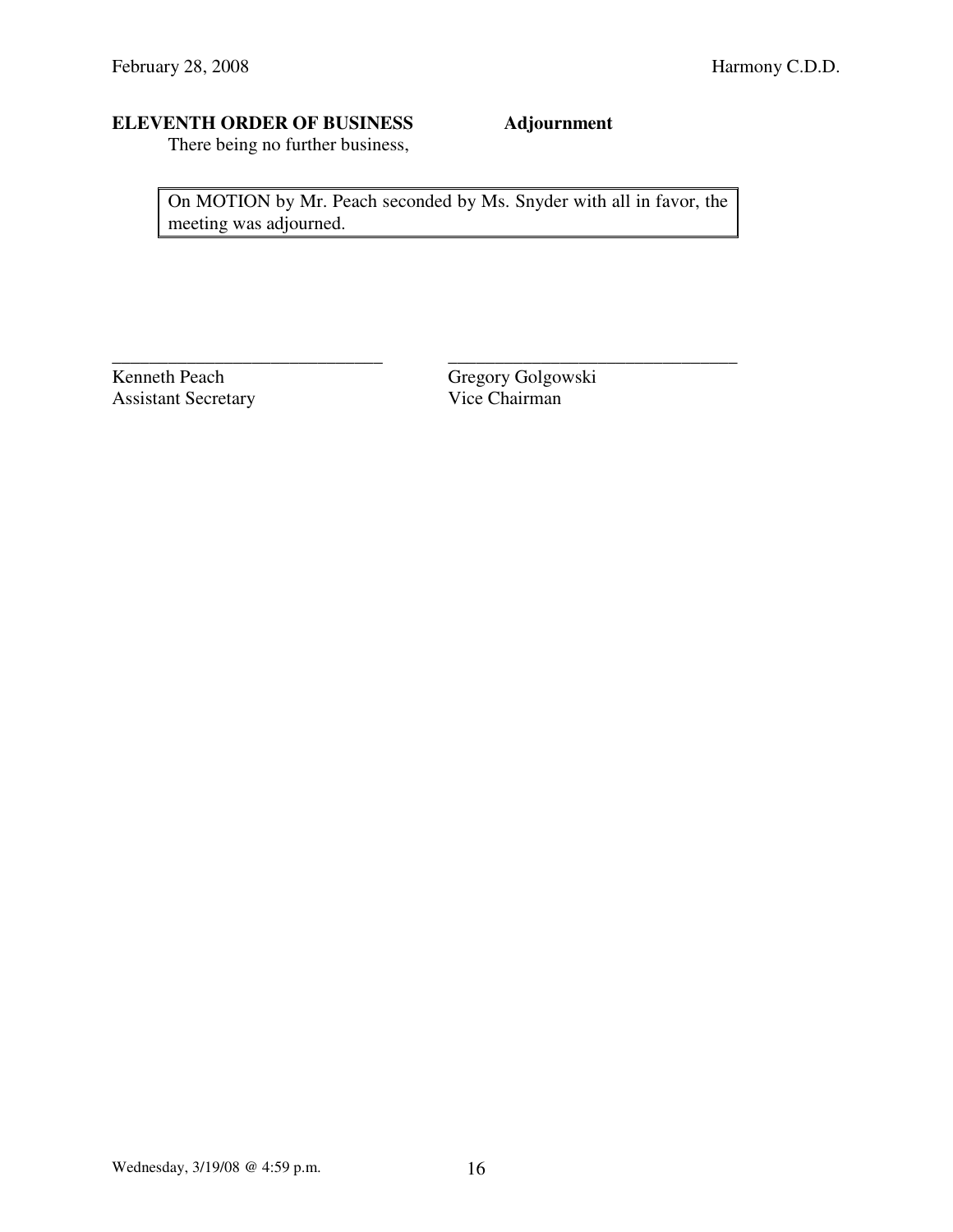**ELEVENTH ORDER OF BUSINESS** **Adjournment**

There being no further business,

> On MOTION by Mr. Peach seconded by Ms. Snyder with all in favor, the meeting was adjourned.

| | |
|---|---|
| \_\_\_\_\_\_\_\_\_\_\_\_\_\_\_\_\_\_\_\_\_\_\_\_\_\_\_\_\_\_ | \_\_\_\_\_\_\_\_\_\_\_\_\_\_\_\_\_\_\_\_\_\_\_\_\_\_\_\_\_\_\_\_ |
| Kenneth Peach | Gregory Golgowski |
| Assistant Secretary | Vice Chairman |